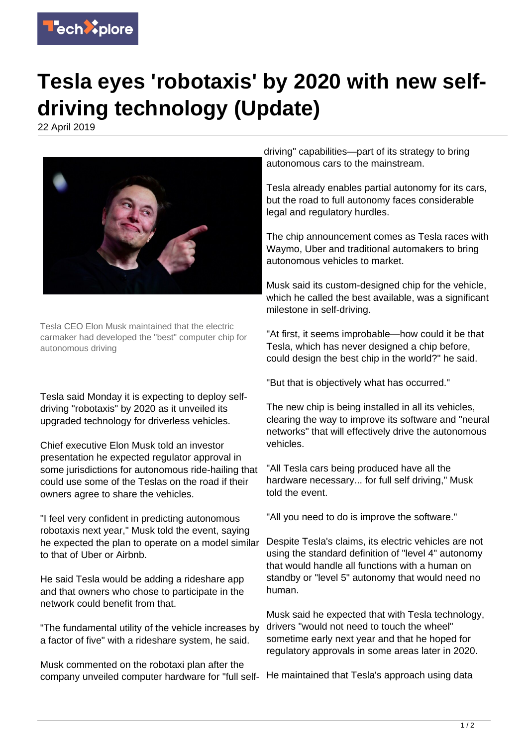# Tesla eyes 'robotaxis' by 2020 with new self-driving technology (Update)

22 April 2019

Tesla CEO Elon Musk maintained that the electric carmaker had developed the "best" computer chip for autonomous driving

Tesla said Monday it is expecting to deploy self-driving "robotaxis" by 2020 as it unveiled its upgraded technology for driverless vehicles.

Chief executive Elon Musk told an investor presentation he expected regulator approval in some jurisdictions for autonomous ride-hailing that could use some of the Teslas on the road if their owners agree to share the vehicles.

"I feel very confident in predicting autonomous robotaxis next year," Musk told the event, saying he expected the plan to operate on a model similar to that of Uber or Airbnb.

He said Tesla would be adding a rideshare app and that owners who chose to participate in the network could benefit from that.

"The fundamental utility of the vehicle increases by a factor of five" with a rideshare system, he said.

Musk commented on the robotaxi plan after the company unveiled computer hardware for "full self-driving" capabilities—part of its strategy to bring autonomous cars to the mainstream.

Tesla already enables partial autonomy for its cars, but the road to full autonomy faces considerable legal and regulatory hurdles.

The chip announcement comes as Tesla races with Waymo, Uber and traditional automakers to bring autonomous vehicles to market.

Musk said its custom-designed chip for the vehicle, which he called the best available, was a significant milestone in self-driving.

"At first, it seems improbable—how could it be that Tesla, which has never designed a chip before, could design the best chip in the world?" he said.

"But that is objectively what has occurred."

The new chip is being installed in all its vehicles, clearing the way to improve its software and "neural networks" that will effectively drive the autonomous vehicles.

"All Tesla cars being produced have all the hardware necessary... for full self driving," Musk told the event.

"All you need to do is improve the software."

Despite Tesla's claims, its electric vehicles are not using the standard definition of "level 4" autonomy that would handle all functions with a human on standby or "level 5" autonomy that would need no human.

Musk said he expected that with Tesla technology, drivers "would not need to touch the wheel" sometime early next year and that he hoped for regulatory approvals in some areas later in 2020.

He maintained that Tesla's approach using data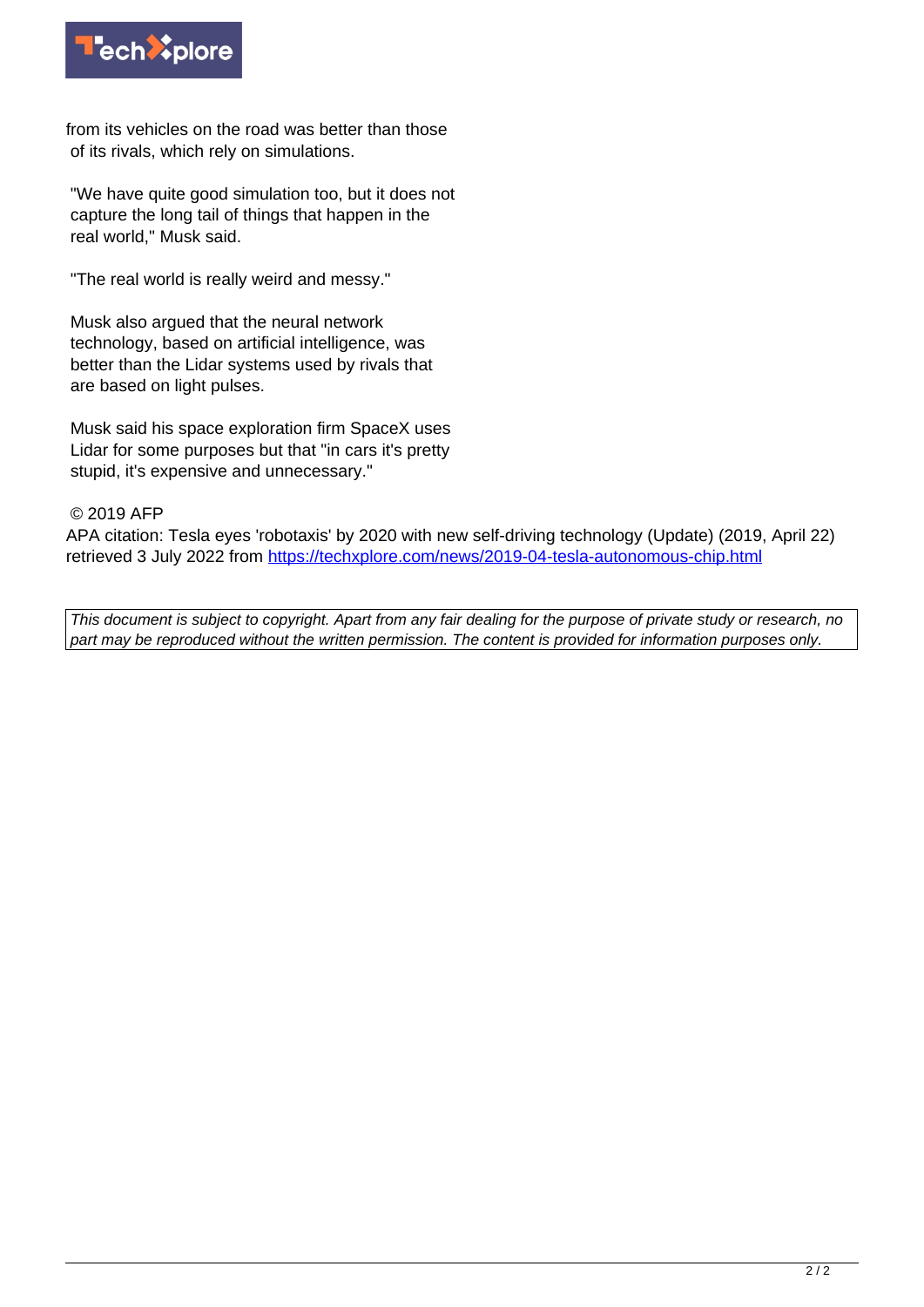from its vehicles on the road was better than those of its rivals, which rely on simulations.

"We have quite good simulation too, but it does not capture the long tail of things that happen in the real world," Musk said.

"The real world is really weird and messy."

Musk also argued that the neural network technology, based on artificial intelligence, was better than the Lidar systems used by rivals that are based on light pulses.

Musk said his space exploration firm SpaceX uses Lidar for some purposes but that "in cars it's pretty stupid, it's expensive and unnecessary."

© 2019 AFP

APA citation: Tesla eyes 'robotaxis' by 2020 with new self-driving technology (Update) (2019, April 22) retrieved 3 July 2022 from https://techxplore.com/news/2019-04-tesla-autonomous-chip.html

*This document is subject to copyright. Apart from any fair dealing for the purpose of private study or research, no part may be reproduced without the written permission. The content is provided for information purposes only.*